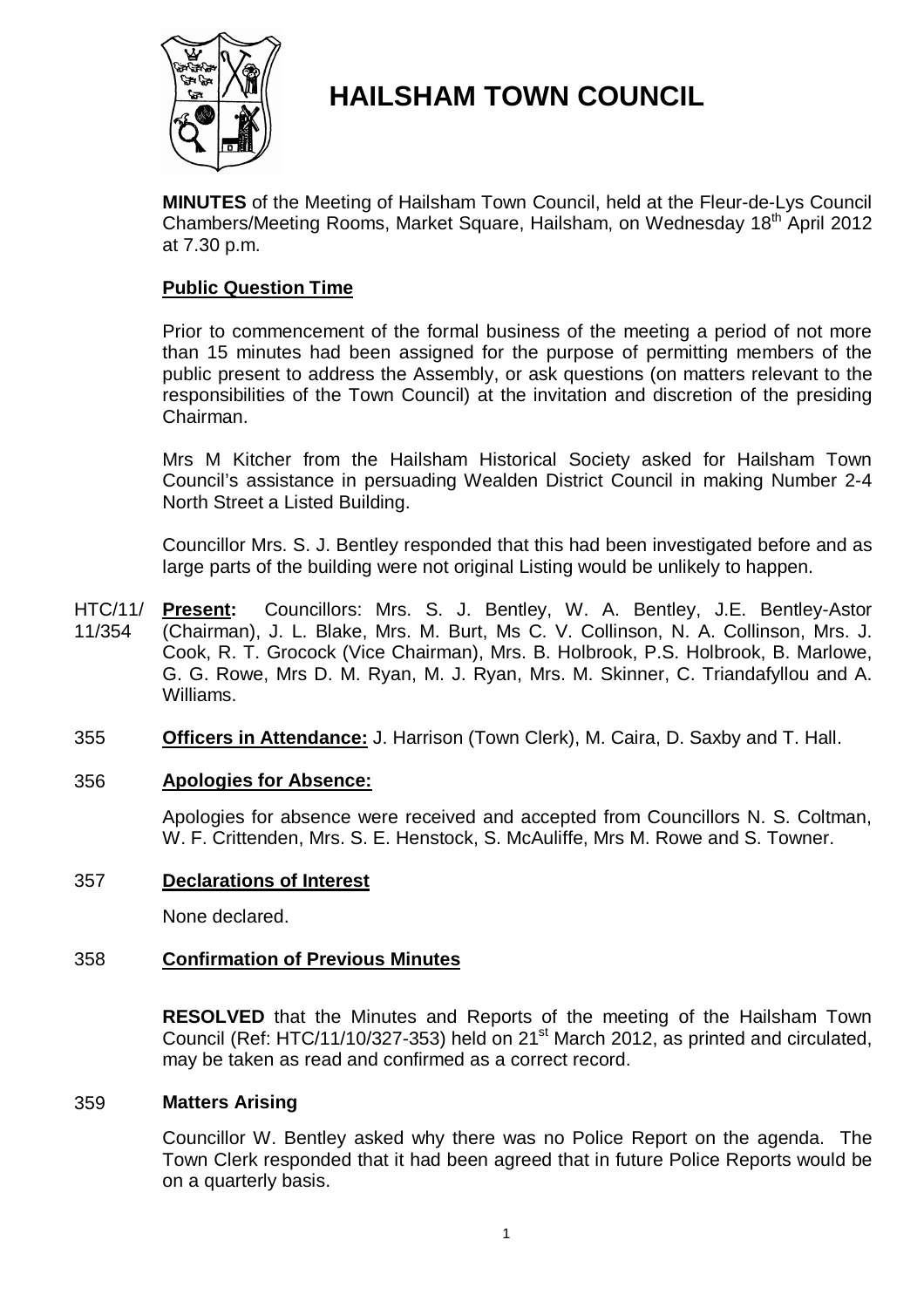# HAILSHAM TOWN COUNCIL

**MINUTES** of the Meeting of Hailsham Town Council, held at the Fleur-de-Lys Council Chambers/Meeting Rooms, Market Square, Hailsham, on Wednesday 18th April 2012 at 7.30 p.m.

## Public Question Time

Prior to commencement of the formal business of the meeting a period of not more than 15 minutes had been assigned for the purpose of permitting members of the public present to address the Assembly, or ask questions (on matters relevant to the responsibilities of the Town Council) at the invitation and discretion of the presiding Chairman.

Mrs M Kitcher from the Hailsham Historical Society asked for Hailsham Town Council's assistance in persuading Wealden District Council in making Number 2-4 North Street a Listed Building.

Councillor Mrs. S. J. Bentley responded that this had been investigated before and as large parts of the building were not original Listing would be unlikely to happen.

HTC/11/11/354 **Present:** Councillors: Mrs. S. J. Bentley, W. A. Bentley, J.E. Bentley-Astor (Chairman), J. L. Blake, Mrs. M. Burt, Ms C. V. Collinson, N. A. Collinson, Mrs. J. Cook, R. T. Grocock (Vice Chairman), Mrs. B. Holbrook, P.S. Holbrook, B. Marlowe, G. G. Rowe, Mrs D. M. Ryan, M. J. Ryan, Mrs. M. Skinner, C. Triandafyllou and A. Williams.

355 **Officers in Attendance:** J. Harrison (Town Clerk), M. Caira, D. Saxby and T. Hall.

356 **Apologies for Absence:**

Apologies for absence were received and accepted from Councillors N. S. Coltman, W. F. Crittenden, Mrs. S. E. Henstock, S. McAuliffe, Mrs M. Rowe and S. Towner.

357 **Declarations of Interest**

None declared.

358 **Confirmation of Previous Minutes**

**RESOLVED** that the Minutes and Reports of the meeting of the Hailsham Town Council (Ref: HTC/11/10/327-353) held on 21st March 2012, as printed and circulated, may be taken as read and confirmed as a correct record.

359 **Matters Arising**

Councillor W. Bentley asked why there was no Police Report on the agenda. The Town Clerk responded that it had been agreed that in future Police Reports would be on a quarterly basis.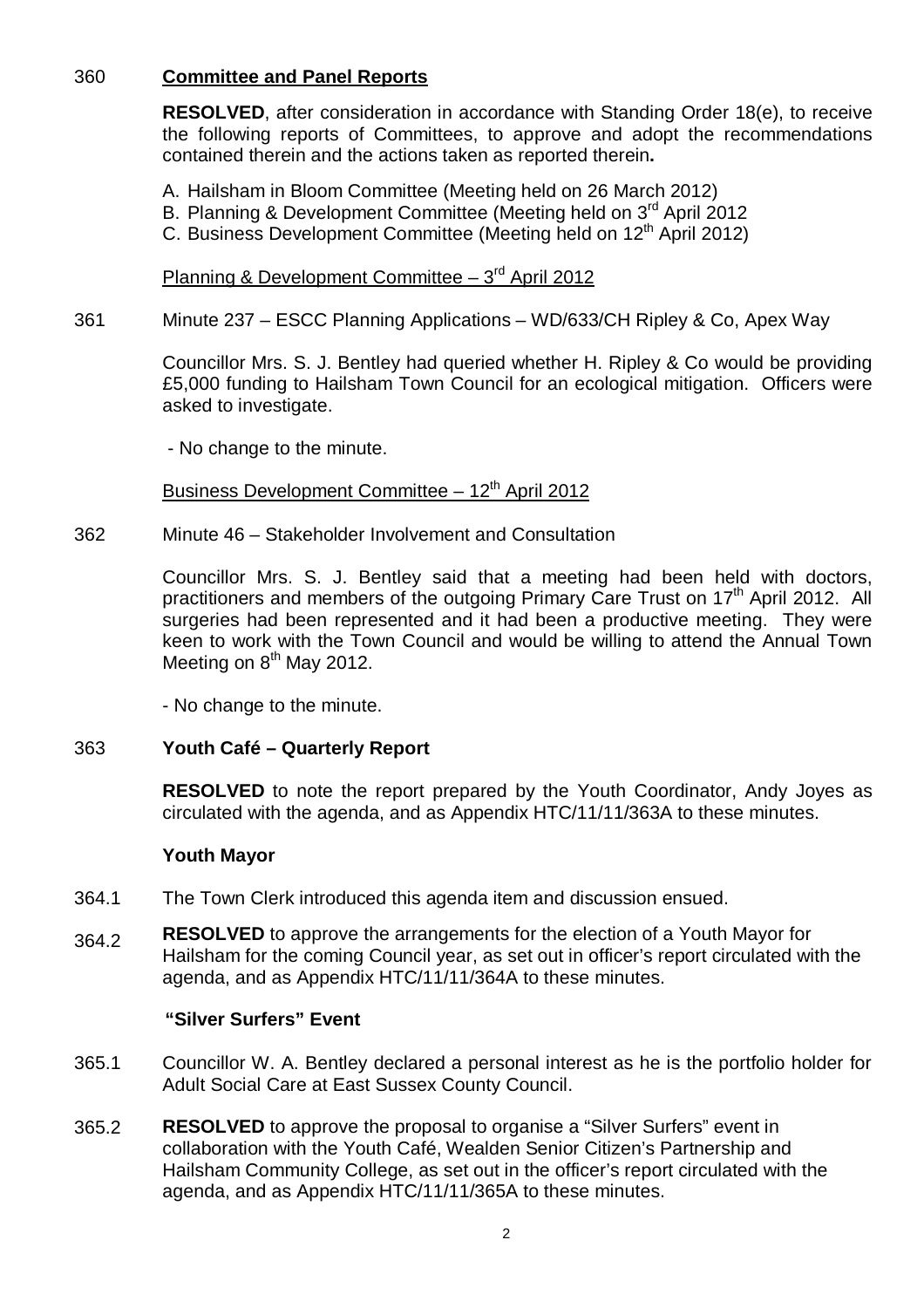360 **Committee and Panel Reports**

**RESOLVED**, after consideration in accordance with Standing Order 18(e), to receive the following reports of Committees, to approve and adopt the recommendations contained therein and the actions taken as reported therein**.**

A. Hailsham in Bloom Committee (Meeting held on 26 March 2012)
B. Planning & Development Committee (Meeting held on 3rd April 2012
C. Business Development Committee (Meeting held on 12th April 2012)

Planning & Development Committee – 3rd April 2012

361 Minute 237 – ESCC Planning Applications – WD/633/CH Ripley & Co, Apex Way

Councillor Mrs. S. J. Bentley had queried whether H. Ripley & Co would be providing £5,000 funding to Hailsham Town Council for an ecological mitigation. Officers were asked to investigate.

- No change to the minute.

Business Development Committee – 12th April 2012

362 Minute 46 – Stakeholder Involvement and Consultation

Councillor Mrs. S. J. Bentley said that a meeting had been held with doctors, practitioners and members of the outgoing Primary Care Trust on 17th April 2012. All surgeries had been represented and it had been a productive meeting. They were keen to work with the Town Council and would be willing to attend the Annual Town Meeting on 8th May 2012.

- No change to the minute.

363 **Youth Café – Quarterly Report**

**RESOLVED** to note the report prepared by the Youth Coordinator, Andy Joyes as circulated with the agenda, and as Appendix HTC/11/11/363A to these minutes.

**Youth Mayor**

364.1 The Town Clerk introduced this agenda item and discussion ensued.

364.2 **RESOLVED** to approve the arrangements for the election of a Youth Mayor for Hailsham for the coming Council year, as set out in officer's report circulated with the agenda, and as Appendix HTC/11/11/364A to these minutes.

**"Silver Surfers" Event**

365.1 Councillor W. A. Bentley declared a personal interest as he is the portfolio holder for Adult Social Care at East Sussex County Council.

365.2 **RESOLVED** to approve the proposal to organise a "Silver Surfers" event in collaboration with the Youth Café, Wealden Senior Citizen's Partnership and Hailsham Community College, as set out in the officer's report circulated with the agenda, and as Appendix HTC/11/11/365A to these minutes.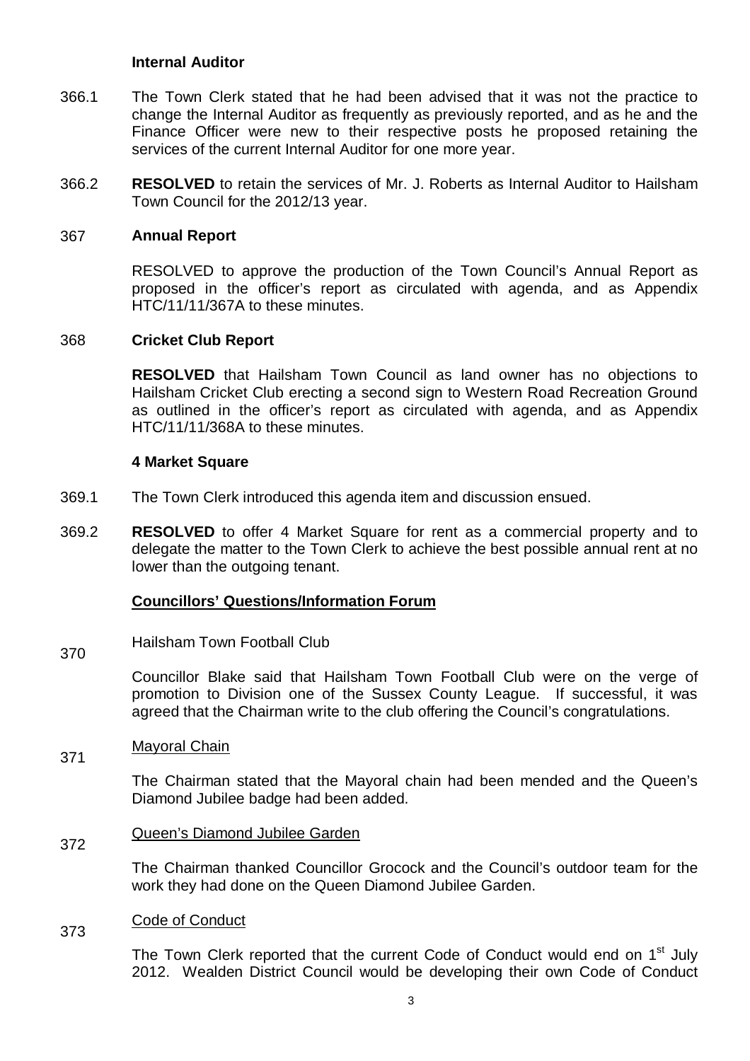**Internal Auditor**

366.1 The Town Clerk stated that he had been advised that it was not the practice to change the Internal Auditor as frequently as previously reported, and as he and the Finance Officer were new to their respective posts he proposed retaining the services of the current Internal Auditor for one more year.

366.2 **RESOLVED** to retain the services of Mr. J. Roberts as Internal Auditor to Hailsham Town Council for the 2012/13 year.

367 **Annual Report**

RESOLVED to approve the production of the Town Council's Annual Report as proposed in the officer's report as circulated with agenda, and as Appendix HTC/11/11/367A to these minutes.

368 **Cricket Club Report**

**RESOLVED** that Hailsham Town Council as land owner has no objections to Hailsham Cricket Club erecting a second sign to Western Road Recreation Ground as outlined in the officer's report as circulated with agenda, and as Appendix HTC/11/11/368A to these minutes.

**4 Market Square**

369.1 The Town Clerk introduced this agenda item and discussion ensued.

369.2 **RESOLVED** to offer 4 Market Square for rent as a commercial property and to delegate the matter to the Town Clerk to achieve the best possible annual rent at no lower than the outgoing tenant.

**Councillors' Questions/Information Forum**

370 Hailsham Town Football Club

Councillor Blake said that Hailsham Town Football Club were on the verge of promotion to Division one of the Sussex County League. If successful, it was agreed that the Chairman write to the club offering the Council's congratulations.

371 Mayoral Chain

The Chairman stated that the Mayoral chain had been mended and the Queen's Diamond Jubilee badge had been added.

372 Queen's Diamond Jubilee Garden

The Chairman thanked Councillor Grocock and the Council's outdoor team for the work they had done on the Queen Diamond Jubilee Garden.

373 Code of Conduct

The Town Clerk reported that the current Code of Conduct would end on 1st July 2012. Wealden District Council would be developing their own Code of Conduct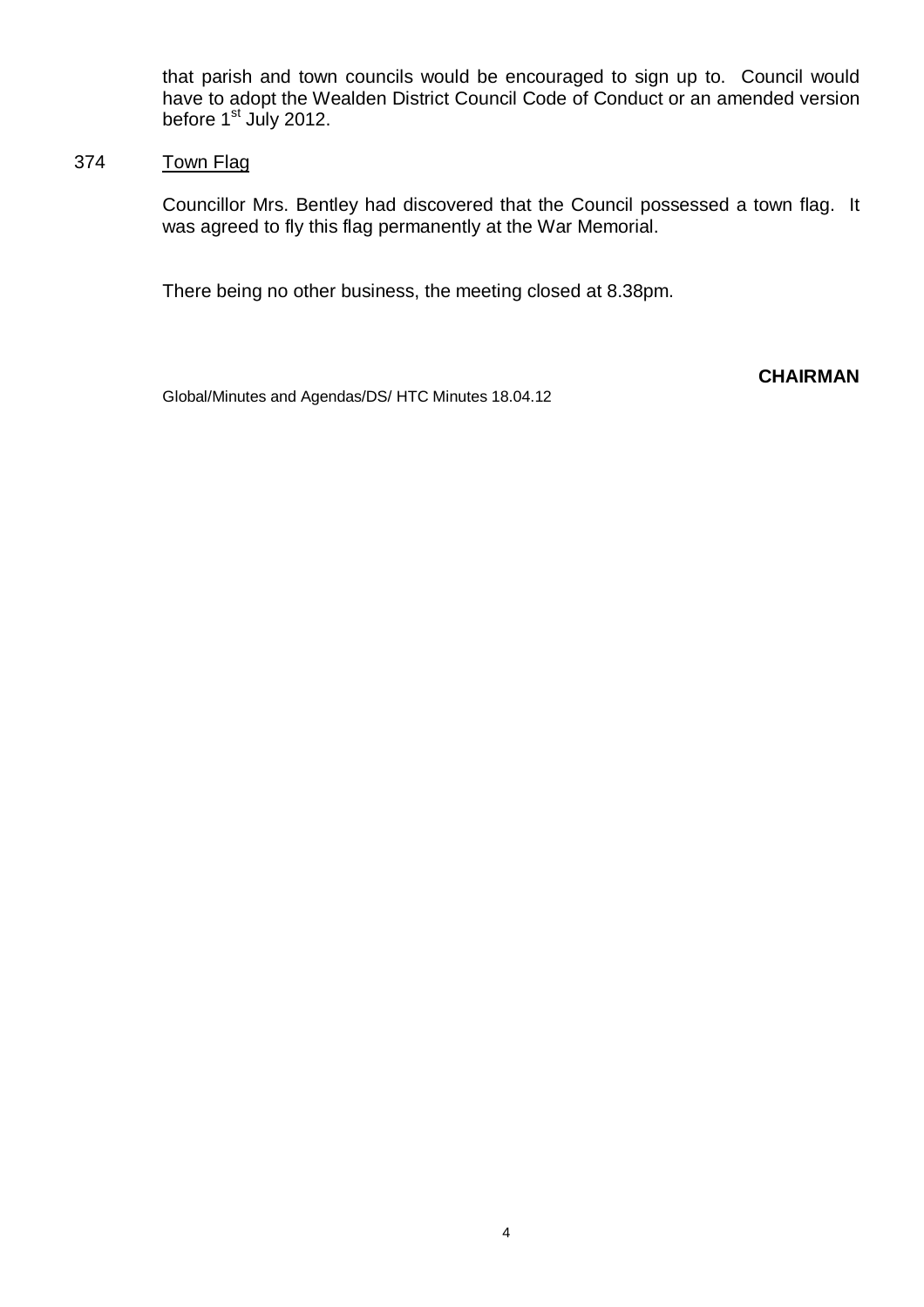that parish and town councils would be encouraged to sign up to. Council would have to adopt the Wealden District Council Code of Conduct or an amended version before 1st July 2012.

374 Town Flag

Councillor Mrs. Bentley had discovered that the Council possessed a town flag. It was agreed to fly this flag permanently at the War Memorial.

There being no other business, the meeting closed at 8.38pm.

**CHAIRMAN**

Global/Minutes and Agendas/DS/ HTC Minutes 18.04.12